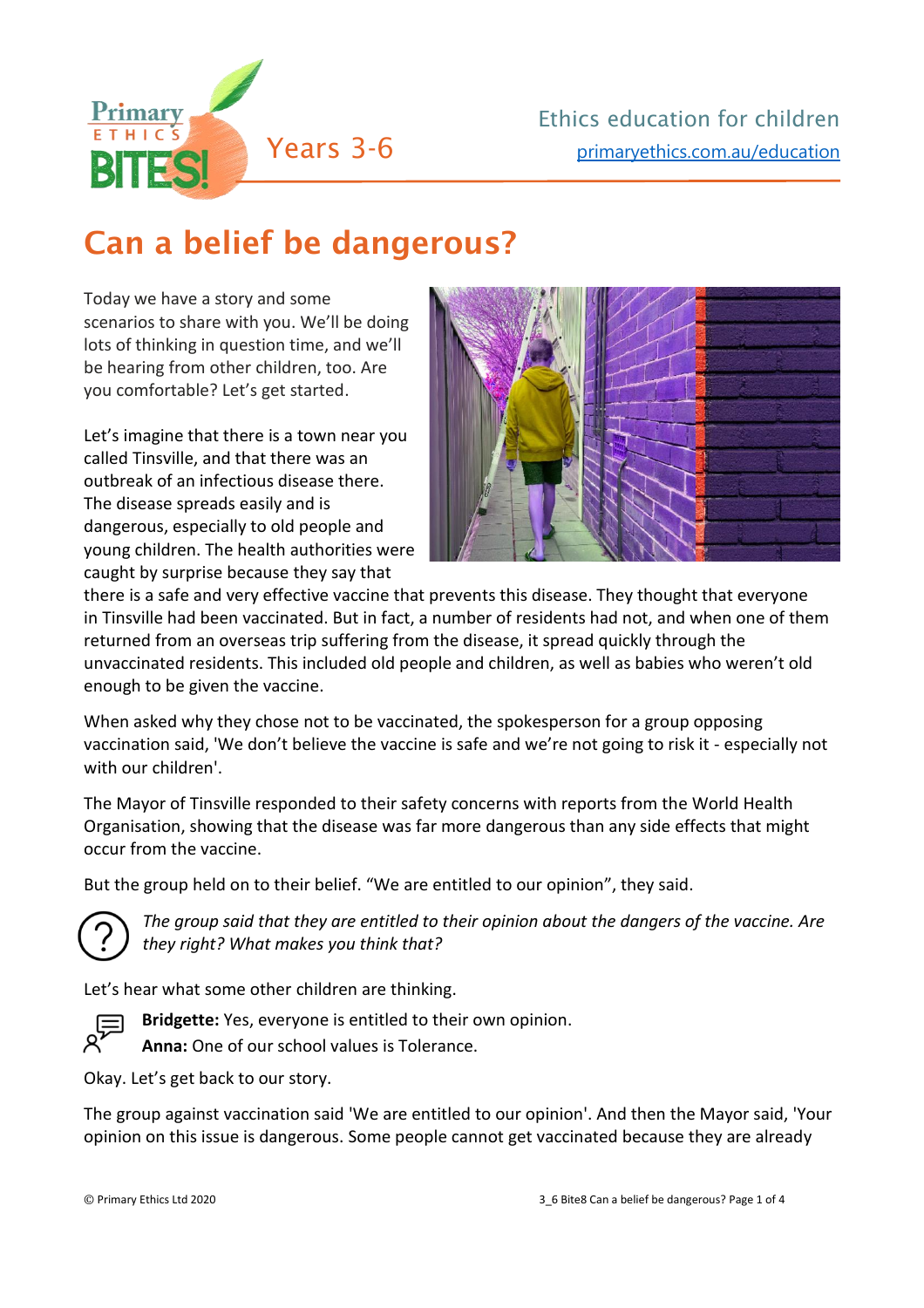Primary ETHICS BITES! Years 3-6

Ethics education for children
primaryethics.com.au/education

# Can a belief be dangerous?

Today we have a story and some scenarios to share with you. We'll be doing lots of thinking in question time, and we'll be hearing from other children, too. Are you comfortable? Let's get started.

Let's imagine that there is a town near you called Tinsville, and that there was an outbreak of an infectious disease there. The disease spreads easily and is dangerous, especially to old people and young children. The health authorities were caught by surprise because they say that there is a safe and very effective vaccine that prevents this disease. They thought that everyone in Tinsville had been vaccinated. But in fact, a number of residents had not, and when one of them returned from an overseas trip suffering from the disease, it spread quickly through the unvaccinated residents. This included old people and children, as well as babies who weren't old enough to be given the vaccine.

When asked why they chose not to be vaccinated, the spokesperson for a group opposing vaccination said, 'We don't believe the vaccine is safe and we're not going to risk it - especially not with our children'.

The Mayor of Tinsville responded to their safety concerns with reports from the World Health Organisation, showing that the disease was far more dangerous than any side effects that might occur from the vaccine.

But the group held on to their belief. "We are entitled to our opinion", they said.

*The group said that they are entitled to their opinion about the dangers of the vaccine. Are they right? What makes you think that?*

Let's hear what some other children are thinking.

**Bridgette:** Yes, everyone is entitled to their own opinion.
**Anna:** One of our school values is Tolerance.

Okay. Let's get back to our story.

The group against vaccination said 'We are entitled to our opinion'. And then the Mayor said, 'Your opinion on this issue is dangerous. Some people cannot get vaccinated because they are already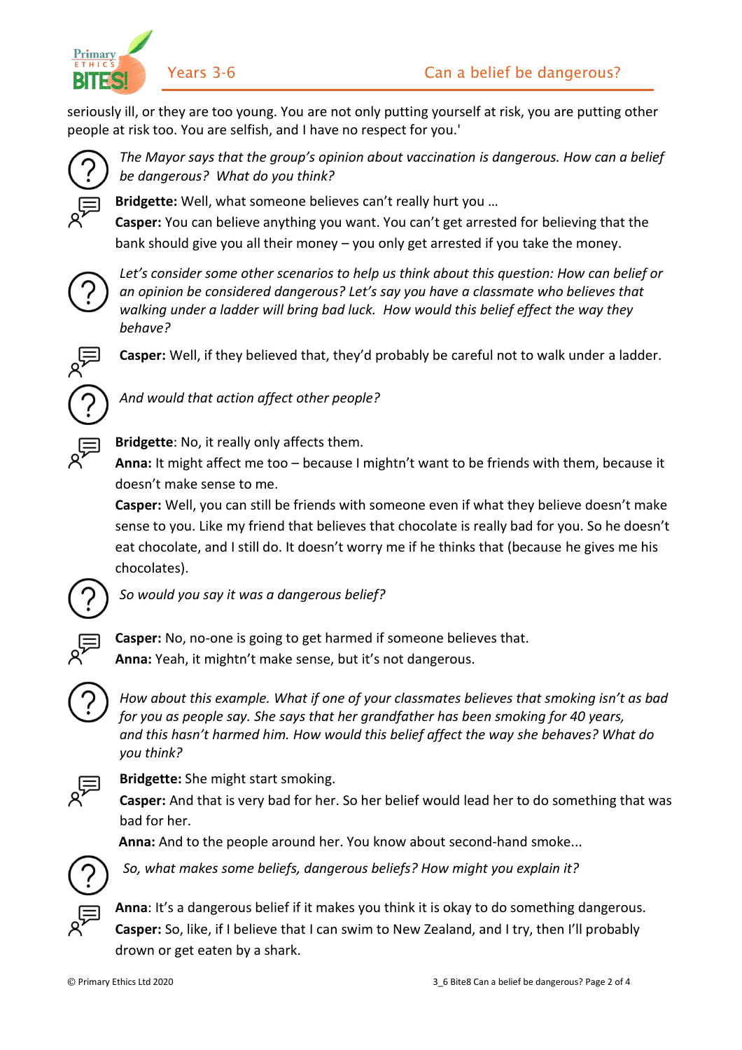seriously ill, or they are too young. You are not only putting yourself at risk, you are putting other people at risk too. You are selfish, and I have no respect for you.'

*The Mayor says that the group's opinion about vaccination is dangerous. How can a belief be dangerous? What do you think?*

**Bridgette:** Well, what someone believes can't really hurt you …

**Casper:** You can believe anything you want. You can't get arrested for believing that the bank should give you all their money – you only get arrested if you take the money.

*Let's consider some other scenarios to help us think about this question: How can belief or an opinion be considered dangerous? Let's say you have a classmate who believes that walking under a ladder will bring bad luck. How would this belief effect the way they behave?*

**Casper:** Well, if they believed that, they'd probably be careful not to walk under a ladder.

*And would that action affect other people?*

**Bridgette**: No, it really only affects them.

**Anna:** It might affect me too – because I mightn't want to be friends with them, because it doesn't make sense to me.

**Casper:** Well, you can still be friends with someone even if what they believe doesn't make sense to you. Like my friend that believes that chocolate is really bad for you. So he doesn't eat chocolate, and I still do. It doesn't worry me if he thinks that (because he gives me his chocolates).

*So would you say it was a dangerous belief?*

**Casper:** No, no-one is going to get harmed if someone believes that.

**Anna:** Yeah, it mightn't make sense, but it's not dangerous.

*How about this example. What if one of your classmates believes that smoking isn't as bad for you as people say. She says that her grandfather has been smoking for 40 years, and this hasn't harmed him. How would this belief affect the way she behaves? What do you think?*

**Bridgette:** She might start smoking.

**Casper:** And that is very bad for her. So her belief would lead her to do something that was bad for her.

**Anna:** And to the people around her. You know about second-hand smoke...

*So, what makes some beliefs, dangerous beliefs? How might you explain it?*

**Anna**: It's a dangerous belief if it makes you think it is okay to do something dangerous.

**Casper:** So, like, if I believe that I can swim to New Zealand, and I try, then I'll probably drown or get eaten by a shark.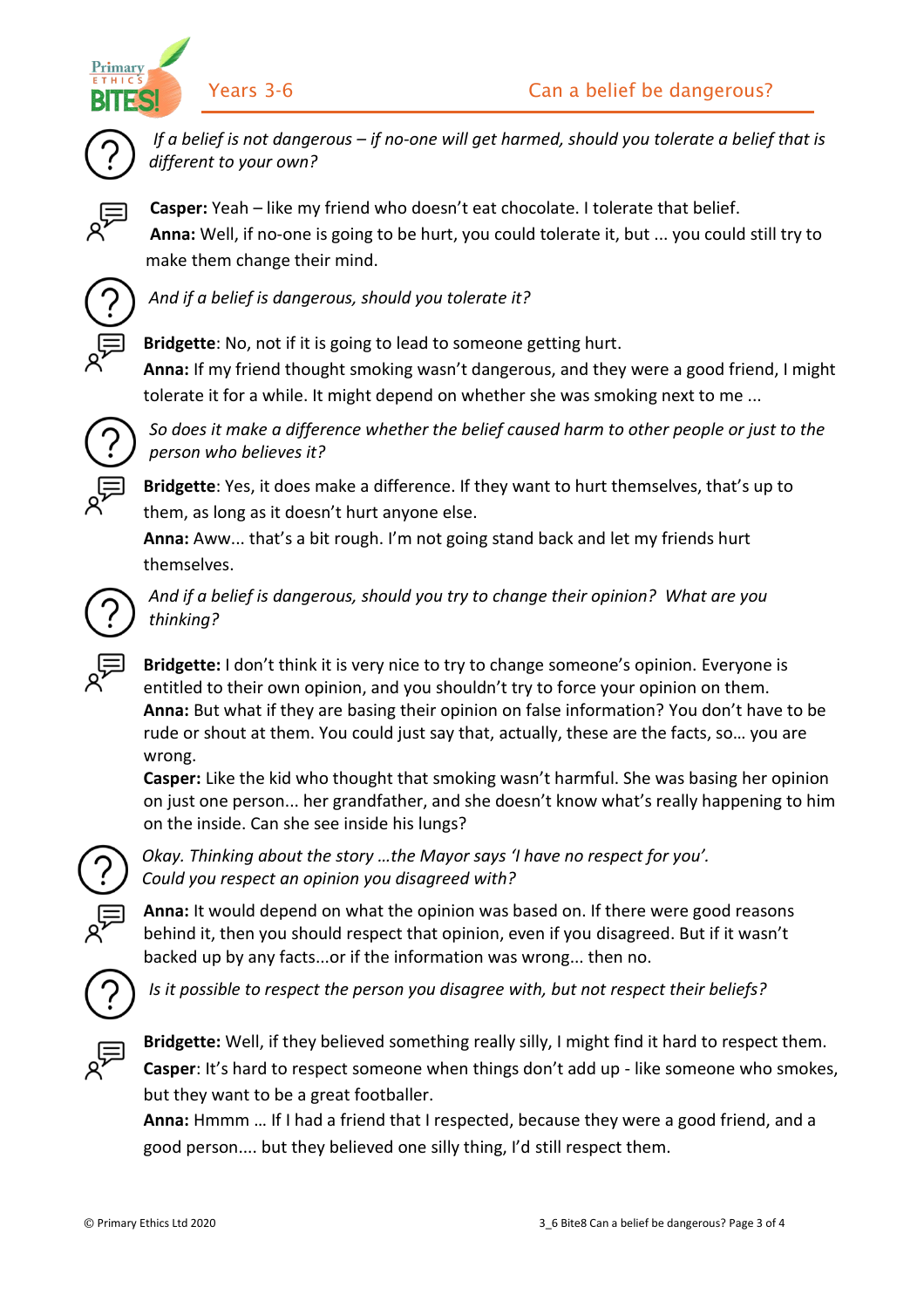*If a belief is not dangerous – if no-one will get harmed, should you tolerate a belief that is different to your own?*

**Casper:** Yeah – like my friend who doesn't eat chocolate. I tolerate that belief.
**Anna:** Well, if no-one is going to be hurt, you could tolerate it, but ... you could still try to make them change their mind.

*And if a belief is dangerous, should you tolerate it?*

**Bridgette**: No, not if it is going to lead to someone getting hurt.
**Anna:** If my friend thought smoking wasn't dangerous, and they were a good friend, I might tolerate it for a while. It might depend on whether she was smoking next to me ...

*So does it make a difference whether the belief caused harm to other people or just to the person who believes it?*

**Bridgette**: Yes, it does make a difference. If they want to hurt themselves, that's up to them, as long as it doesn't hurt anyone else.
**Anna:** Aww... that's a bit rough. I'm not going stand back and let my friends hurt themselves.

*And if a belief is dangerous, should you try to change their opinion? What are you thinking?*

**Bridgette:** I don't think it is very nice to try to change someone's opinion. Everyone is entitled to their own opinion, and you shouldn't try to force your opinion on them.
**Anna:** But what if they are basing their opinion on false information? You don't have to be rude or shout at them. You could just say that, actually, these are the facts, so… you are wrong.
**Casper:** Like the kid who thought that smoking wasn't harmful. She was basing her opinion on just one person... her grandfather, and she doesn't know what's really happening to him on the inside. Can she see inside his lungs?

*Okay. Thinking about the story …the Mayor says 'I have no respect for you'. Could you respect an opinion you disagreed with?*

**Anna:** It would depend on what the opinion was based on. If there were good reasons behind it, then you should respect that opinion, even if you disagreed. But if it wasn't backed up by any facts...or if the information was wrong... then no.

*Is it possible to respect the person you disagree with, but not respect their beliefs?*

**Bridgette:** Well, if they believed something really silly, I might find it hard to respect them.
**Casper**: It's hard to respect someone when things don't add up - like someone who smokes, but they want to be a great footballer.
**Anna:** Hmmm … If I had a friend that I respected, because they were a good friend, and a good person.... but they believed one silly thing, I'd still respect them.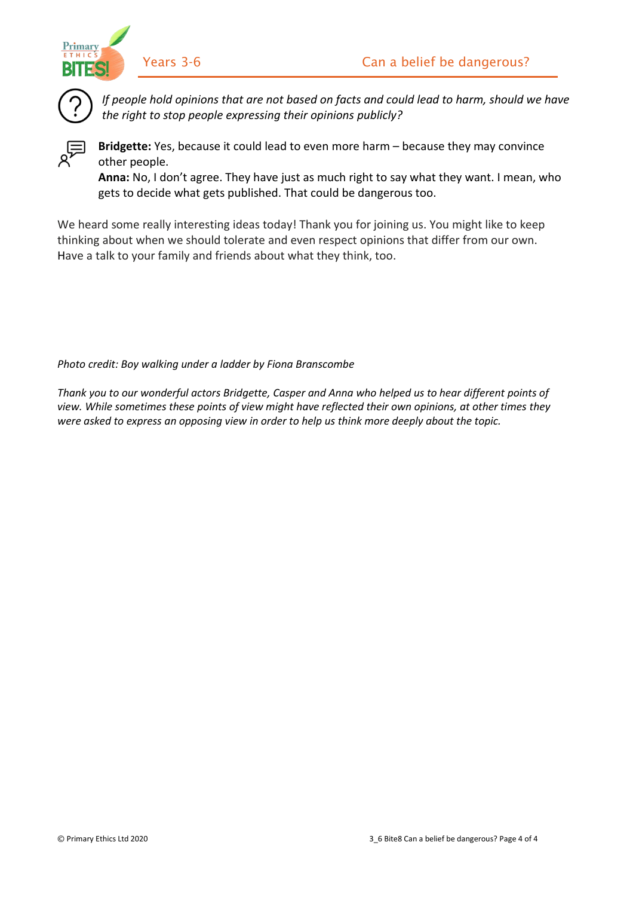*If people hold opinions that are not based on facts and could lead to harm, should we have the right to stop people expressing their opinions publicly?*

**Bridgette:** Yes, because it could lead to even more harm – because they may convince other people.
**Anna:** No, I don't agree. They have just as much right to say what they want. I mean, who gets to decide what gets published. That could be dangerous too.

We heard some really interesting ideas today! Thank you for joining us. You might like to keep thinking about when we should tolerate and even respect opinions that differ from our own. Have a talk to your family and friends about what they think, too.

*Photo credit: Boy walking under a ladder by Fiona Branscombe*

*Thank you to our wonderful actors Bridgette, Casper and Anna who helped us to hear different points of view. While sometimes these points of view might have reflected their own opinions, at other times they were asked to express an opposing view in order to help us think more deeply about the topic.*